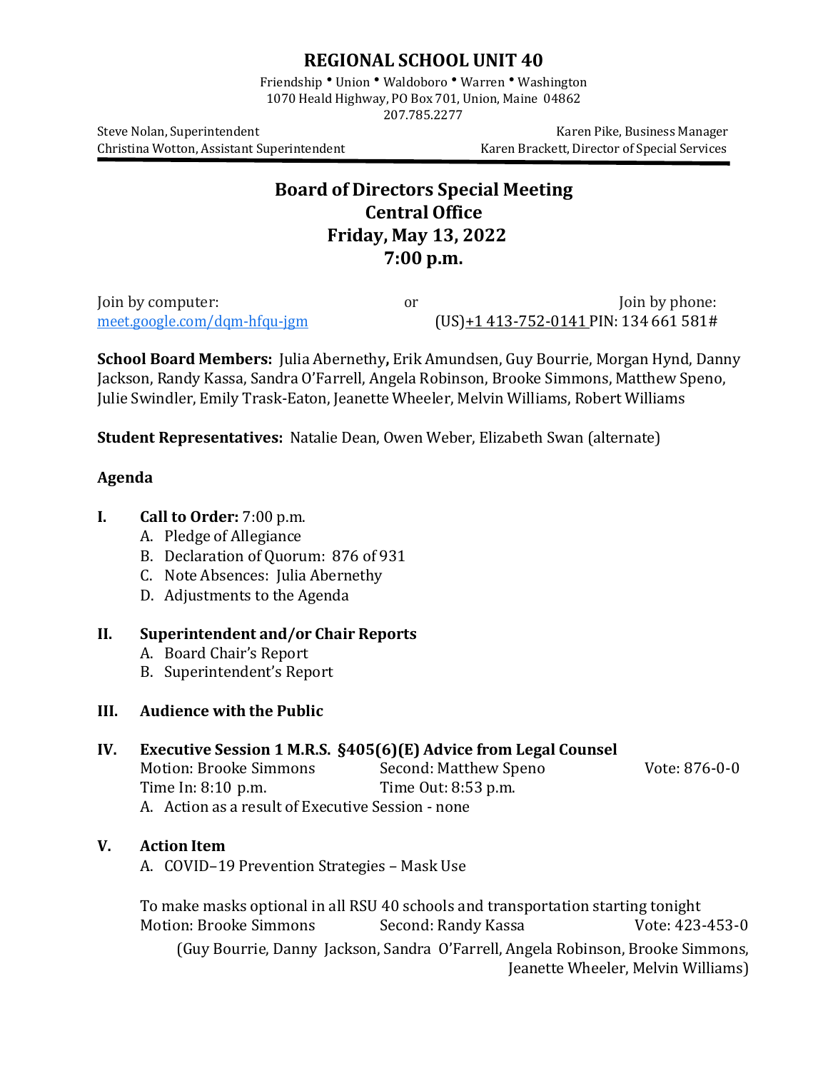# REGIONAL SCHOOL UNIT 40

Friendship • Union • Waldoboro • Warren • Washington
1070 Heald Highway, PO Box 701, Union, Maine 04862
207.785.2277

Steve Nolan, Superintendent — Karen Pike, Business Manager
Christina Wotton, Assistant Superintendent — Karen Brackett, Director of Special Services

## Board of Directors Special Meeting
## Central Office
## Friday, May 13, 2022
## 7:00 p.m.

Join by computer: [meet.google.com/dqm-hfqu-jgm](meet.google.com/dqm-hfqu-jgm) or Join by phone: (US)+1 413-752-0141 PIN: 134 661 581#

**School Board Members:** Julia Abernethy**,** Erik Amundsen, Guy Bourrie, Morgan Hynd, Danny Jackson, Randy Kassa, Sandra O'Farrell, Angela Robinson, Brooke Simmons, Matthew Speno, Julie Swindler, Emily Trask-Eaton, Jeanette Wheeler, Melvin Williams, Robert Williams

**Student Representatives:** Natalie Dean, Owen Weber, Elizabeth Swan (alternate)

**Agenda**

**I. Call to Order:** 7:00 p.m.
- A. Pledge of Allegiance
- B. Declaration of Quorum: 876 of 931
- C. Note Absences: Julia Abernethy
- D. Adjustments to the Agenda

**II. Superintendent and/or Chair Reports**
- A. Board Chair's Report
- B. Superintendent's Report

**III. Audience with the Public**

**IV. Executive Session 1 M.R.S. §405(6)(E) Advice from Legal Counsel**

Motion: Brooke Simmons — Second: Matthew Speno — Vote: 876-0-0
Time In: 8:10 p.m. — Time Out: 8:53 p.m.
- A. Action as a result of Executive Session - none

**V. Action Item**
- A. COVID–19 Prevention Strategies – Mask Use

To make masks optional in all RSU 40 schools and transportation starting tonight
Motion: Brooke Simmons — Second: Randy Kassa — Vote: 423-453-0
(Guy Bourrie, Danny Jackson, Sandra O'Farrell, Angela Robinson, Brooke Simmons, Jeanette Wheeler, Melvin Williams)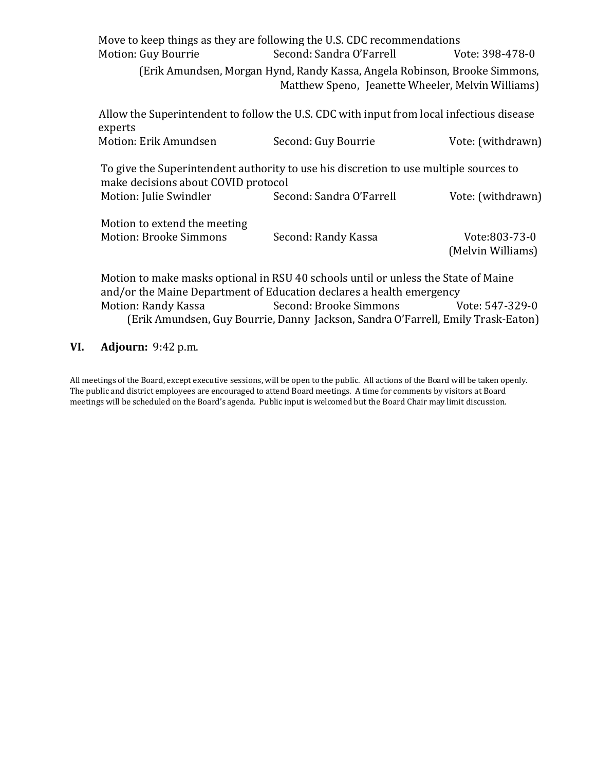Move to keep things as they are following the U.S. CDC recommendations
Motion: Guy Bourrie Second: Sandra O'Farrell Vote: 398-478-0
(Erik Amundsen, Morgan Hynd, Randy Kassa, Angela Robinson, Brooke Simmons, Matthew Speno, Jeanette Wheeler, Melvin Williams)

Allow the Superintendent to follow the U.S. CDC with input from local infectious disease experts
Motion: Erik Amundsen Second: Guy Bourrie Vote: (withdrawn)

To give the Superintendent authority to use his discretion to use multiple sources to make decisions about COVID protocol
Motion: Julie Swindler Second: Sandra O'Farrell Vote: (withdrawn)

Motion to extend the meeting
Motion: Brooke Simmons Second: Randy Kassa Vote:803-73-0
(Melvin Williams)

Motion to make masks optional in RSU 40 schools until or unless the State of Maine and/or the Maine Department of Education declares a health emergency
Motion: Randy Kassa Second: Brooke Simmons Vote: 547-329-0
(Erik Amundsen, Guy Bourrie, Danny Jackson, Sandra O'Farrell, Emily Trask-Eaton)

## VI. **Adjourn:** 9:42 p.m.

All meetings of the Board, except executive sessions, will be open to the public. All actions of the Board will be taken openly. The public and district employees are encouraged to attend Board meetings. A time for comments by visitors at Board meetings will be scheduled on the Board's agenda. Public input is welcomed but the Board Chair may limit discussion.